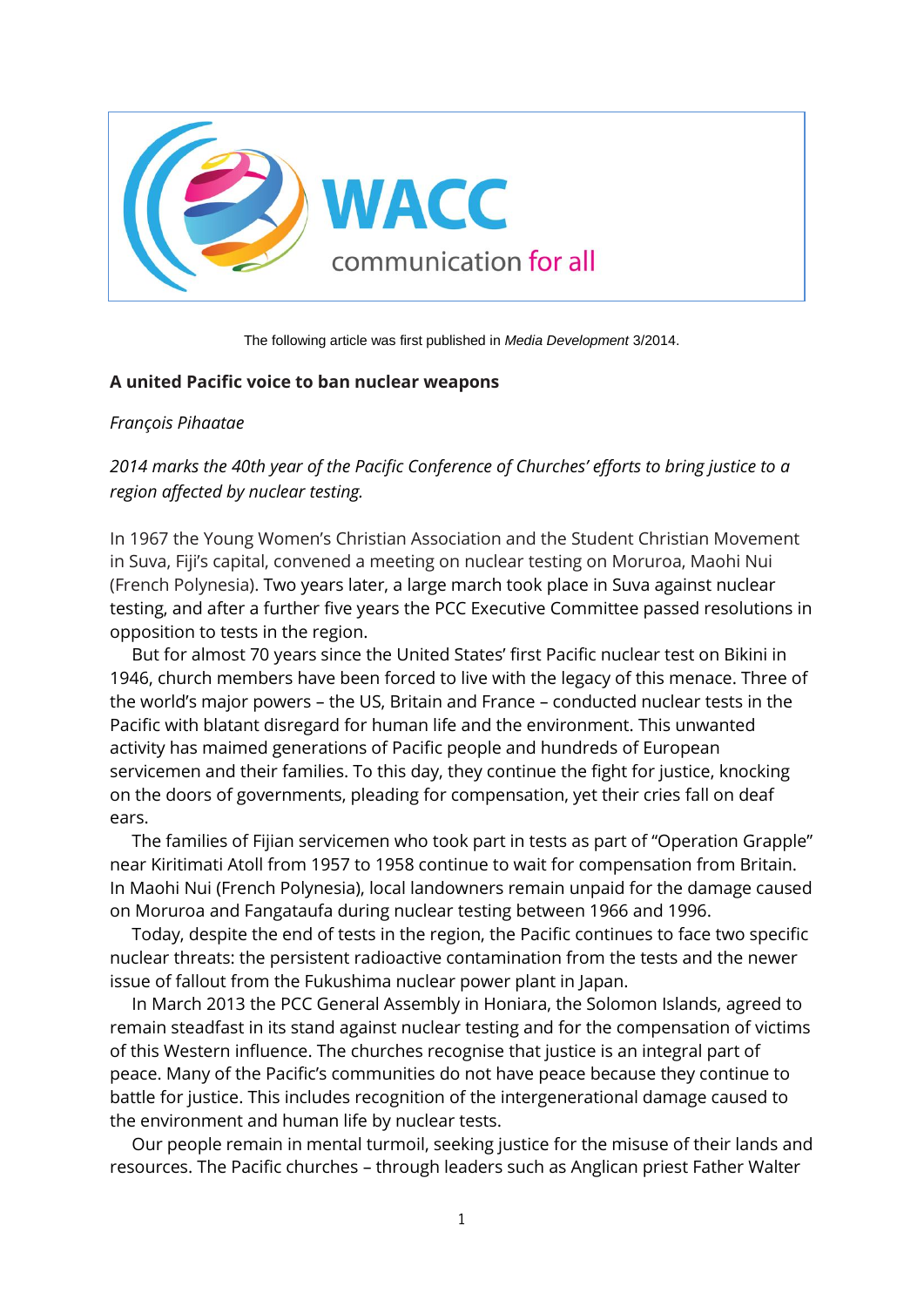WACC communication for all

The following article was first published in *Media Development* 3/2014.

**A united Pacific voice to ban nuclear weapons**

*François Pihaatae*

*2014 marks the 40th year of the Pacific Conference of Churches' efforts to bring justice to a region affected by nuclear testing.*

In 1967 the Young Women's Christian Association and the Student Christian Movement in Suva, Fiji's capital, convened a meeting on nuclear testing on Moruroa, Maohi Nui (French Polynesia). Two years later, a large march took place in Suva against nuclear testing, and after a further five years the PCC Executive Committee passed resolutions in opposition to tests in the region.

But for almost 70 years since the United States' first Pacific nuclear test on Bikini in 1946, church members have been forced to live with the legacy of this menace. Three of the world's major powers – the US, Britain and France – conducted nuclear tests in the Pacific with blatant disregard for human life and the environment. This unwanted activity has maimed generations of Pacific people and hundreds of European servicemen and their families. To this day, they continue the fight for justice, knocking on the doors of governments, pleading for compensation, yet their cries fall on deaf ears.

The families of Fijian servicemen who took part in tests as part of "Operation Grapple" near Kiritimati Atoll from 1957 to 1958 continue to wait for compensation from Britain. In Maohi Nui (French Polynesia), local landowners remain unpaid for the damage caused on Moruroa and Fangataufa during nuclear testing between 1966 and 1996.

Today, despite the end of tests in the region, the Pacific continues to face two specific nuclear threats: the persistent radioactive contamination from the tests and the newer issue of fallout from the Fukushima nuclear power plant in Japan.

In March 2013 the PCC General Assembly in Honiara, the Solomon Islands, agreed to remain steadfast in its stand against nuclear testing and for the compensation of victims of this Western influence. The churches recognise that justice is an integral part of peace. Many of the Pacific's communities do not have peace because they continue to battle for justice. This includes recognition of the intergenerational damage caused to the environment and human life by nuclear tests.

Our people remain in mental turmoil, seeking justice for the misuse of their lands and resources. The Pacific churches – through leaders such as Anglican priest Father Walter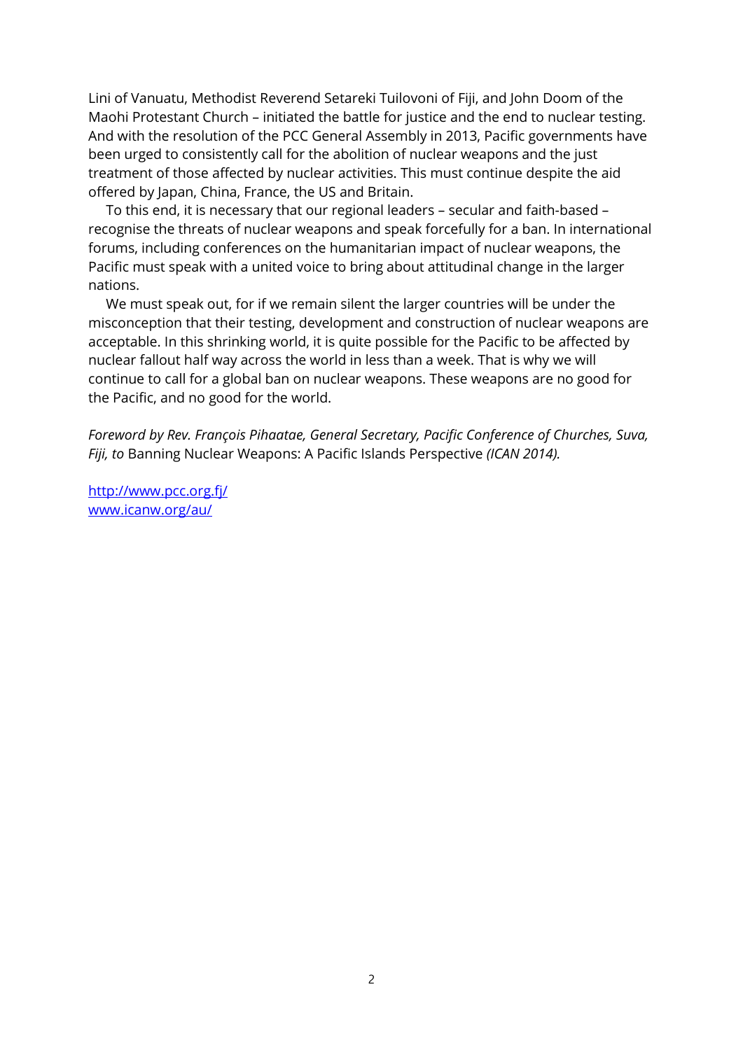Lini of Vanuatu, Methodist Reverend Setareki Tuilovoni of Fiji, and John Doom of the Maohi Protestant Church – initiated the battle for justice and the end to nuclear testing. And with the resolution of the PCC General Assembly in 2013, Pacific governments have been urged to consistently call for the abolition of nuclear weapons and the just treatment of those affected by nuclear activities. This must continue despite the aid offered by Japan, China, France, the US and Britain.

To this end, it is necessary that our regional leaders – secular and faith-based – recognise the threats of nuclear weapons and speak forcefully for a ban. In international forums, including conferences on the humanitarian impact of nuclear weapons, the Pacific must speak with a united voice to bring about attitudinal change in the larger nations.

We must speak out, for if we remain silent the larger countries will be under the misconception that their testing, development and construction of nuclear weapons are acceptable. In this shrinking world, it is quite possible for the Pacific to be affected by nuclear fallout half way across the world in less than a week. That is why we will continue to call for a global ban on nuclear weapons. These weapons are no good for the Pacific, and no good for the world.

*Foreword by Rev. François Pihaatae, General Secretary, Pacific Conference of Churches, Suva, Fiji, to* Banning Nuclear Weapons: A Pacific Islands Perspective *(ICAN 2014).*

[http://www.pcc.org.fj/](http://www.pcc.org.fj/)
[www.icanw.org/au/](http://www.icanw.org/au/)